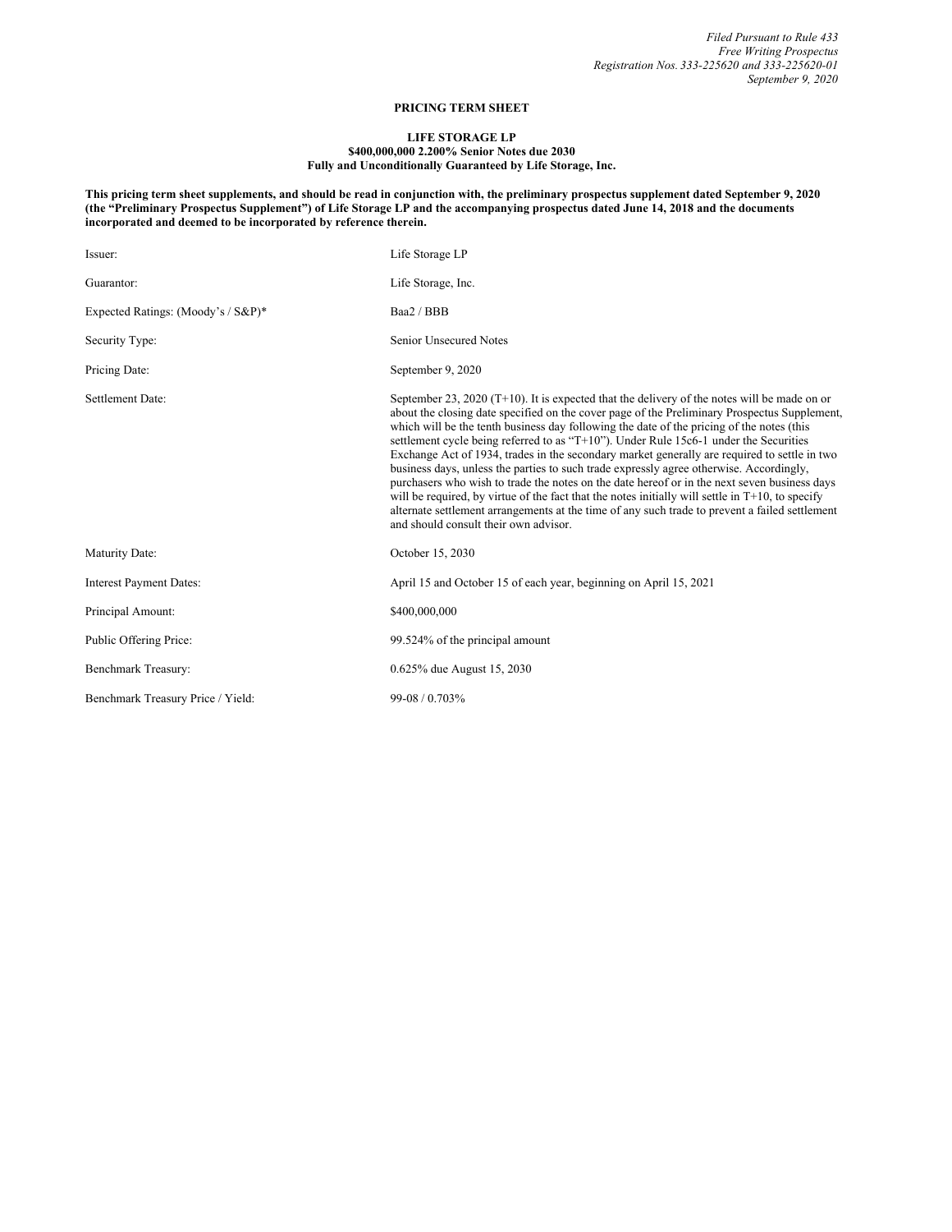*Filed Pursuant to Rule 433*
*Free Writing Prospectus*
*Registration Nos. 333-225620 and 333-225620-01*
*September 9, 2020*

**PRICING TERM SHEET**

**LIFE STORAGE LP**
**$400,000,000 2.200% Senior Notes due 2030**
**Fully and Unconditionally Guaranteed by Life Storage, Inc.**

**This pricing term sheet supplements, and should be read in conjunction with, the preliminary prospectus supplement dated September 9, 2020 (the "Preliminary Prospectus Supplement") of Life Storage LP and the accompanying prospectus dated June 14, 2018 and the documents incorporated and deemed to be incorporated by reference therein.**

| | |
|---|---|
| Issuer: | Life Storage LP |
| Guarantor: | Life Storage, Inc. |
| Expected Ratings: (Moody's / S&P)* | Baa2 / BBB |
| Security Type: | Senior Unsecured Notes |
| Pricing Date: | September 9, 2020 |
| Settlement Date: | September 23, 2020 (T+10). It is expected that the delivery of the notes will be made on or about the closing date specified on the cover page of the Preliminary Prospectus Supplement, which will be the tenth business day following the date of the pricing of the notes (this settlement cycle being referred to as "T+10"). Under Rule 15c6-1 under the Securities Exchange Act of 1934, trades in the secondary market generally are required to settle in two business days, unless the parties to such trade expressly agree otherwise. Accordingly, purchasers who wish to trade the notes on the date hereof or in the next seven business days will be required, by virtue of the fact that the notes initially will settle in T+10, to specify alternate settlement arrangements at the time of any such trade to prevent a failed settlement and should consult their own advisor. |
| Maturity Date: | October 15, 2030 |
| Interest Payment Dates: | April 15 and October 15 of each year, beginning on April 15, 2021 |
| Principal Amount: | $400,000,000 |
| Public Offering Price: | 99.524% of the principal amount |
| Benchmark Treasury: | 0.625% due August 15, 2030 |
| Benchmark Treasury Price / Yield: | 99-08 / 0.703% |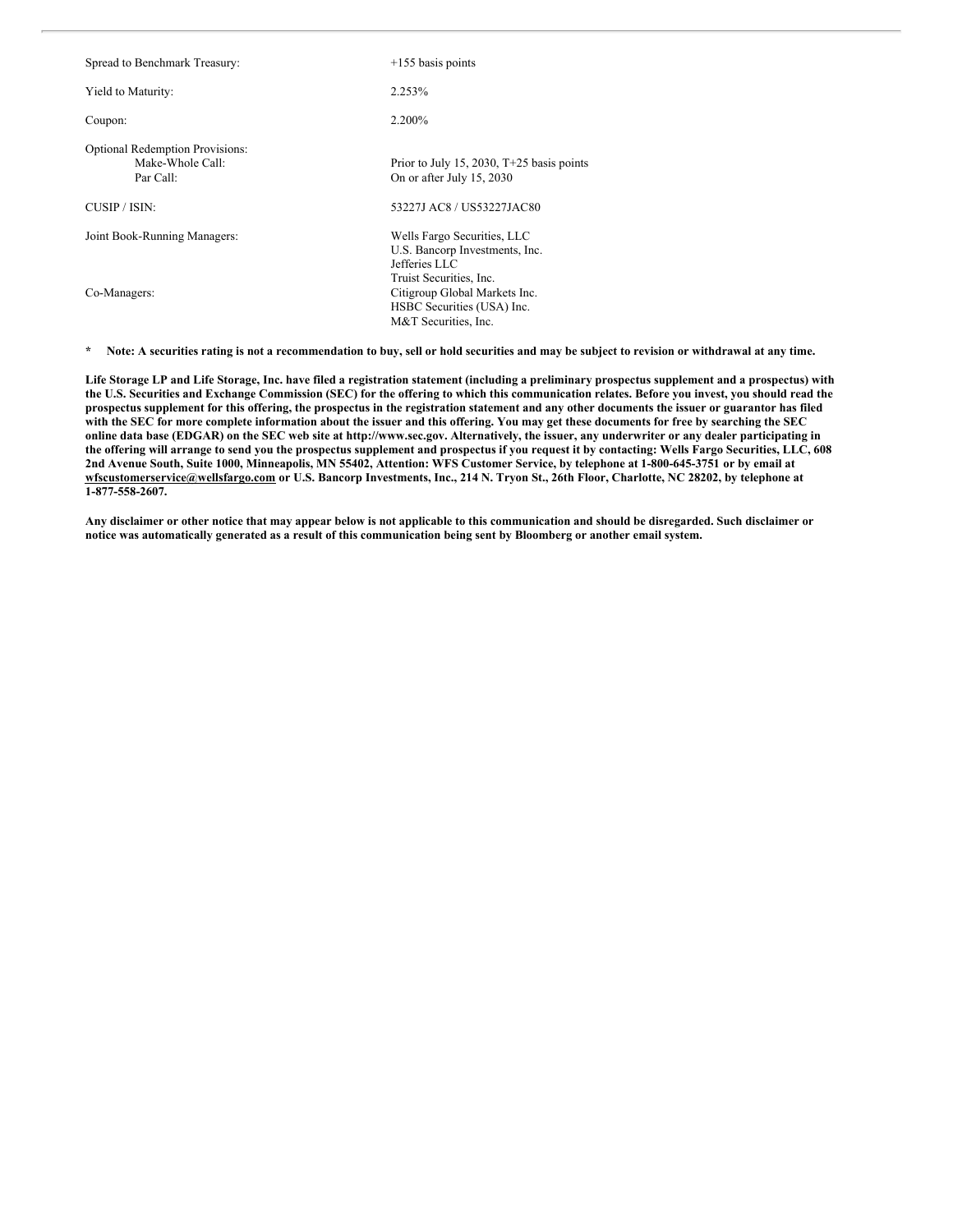| | |
|---|---|
| Spread to Benchmark Treasury: | +155 basis points |
| Yield to Maturity: | 2.253% |
| Coupon: | 2.200% |
| Optional Redemption Provisions: | |
| Make-Whole Call: | Prior to July 15, 2030, T+25 basis points |
| Par Call: | On or after July 15, 2030 |
| CUSIP / ISIN: | 53227J AC8 / US53227JAC80 |
| Joint Book-Running Managers: | Wells Fargo Securities, LLC<br>U.S. Bancorp Investments, Inc.<br>Jefferies LLC<br>Truist Securities, Inc. |
| Co-Managers: | Citigroup Global Markets Inc.<br>HSBC Securities (USA) Inc.<br>M&T Securities, Inc. |

**\* Note: A securities rating is not a recommendation to buy, sell or hold securities and may be subject to revision or withdrawal at any time.**

**Life Storage LP and Life Storage, Inc. have filed a registration statement (including a preliminary prospectus supplement and a prospectus) with the U.S. Securities and Exchange Commission (SEC) for the offering to which this communication relates. Before you invest, you should read the prospectus supplement for this offering, the prospectus in the registration statement and any other documents the issuer or guarantor has filed with the SEC for more complete information about the issuer and this offering. You may get these documents for free by searching the SEC online data base (EDGAR) on the SEC web site at http://www.sec.gov. Alternatively, the issuer, any underwriter or any dealer participating in the offering will arrange to send you the prospectus supplement and prospectus if you request it by contacting: Wells Fargo Securities, LLC, 608 2nd Avenue South, Suite 1000, Minneapolis, MN 55402, Attention: WFS Customer Service, by telephone at 1-800-645-3751 or by email at wfscustomerservice@wellsfargo.com or U.S. Bancorp Investments, Inc., 214 N. Tryon St., 26th Floor, Charlotte, NC 28202, by telephone at 1-877-558-2607.**

**Any disclaimer or other notice that may appear below is not applicable to this communication and should be disregarded. Such disclaimer or notice was automatically generated as a result of this communication being sent by Bloomberg or another email system.**